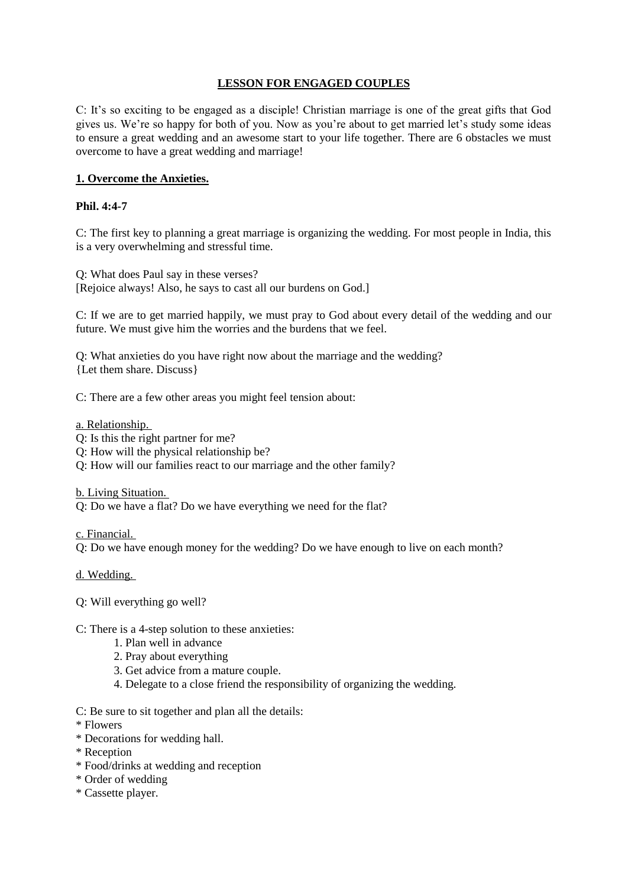# LESSON FOR ENGAGED COUPLES

C: It's so exciting to be engaged as a disciple! Christian marriage is one of the great gifts that God gives us. We're so happy for both of you. Now as you're about to get married let's study some ideas to ensure a great wedding and an awesome start to your life together. There are 6 obstacles we must overcome to have a great wedding and marriage!

## 1. Overcome the Anxieties.

**Phil. 4:4-7**

C: The first key to planning a great marriage is organizing the wedding. For most people in India, this is a very overwhelming and stressful time.

Q: What does Paul say in these verses?
[Rejoice always! Also, he says to cast all our burdens on God.]

C: If we are to get married happily, we must pray to God about every detail of the wedding and our future. We must give him the worries and the burdens that we feel.

Q: What anxieties do you have right now about the marriage and the wedding?
{Let them share. Discuss}

C: There are a few other areas you might feel tension about:

a. Relationship.
Q: Is this the right partner for me?
Q: How will the physical relationship be?
Q: How will our families react to our marriage and the other family?

b. Living Situation.
Q: Do we have a flat? Do we have everything we need for the flat?

c. Financial.
Q: Do we have enough money for the wedding? Do we have enough to live on each month?

d. Wedding.

Q: Will everything go well?

C: There is a 4-step solution to these anxieties:

1. Plan well in advance
2. Pray about everything
3. Get advice from a mature couple.
4. Delegate to a close friend the responsibility of organizing the wedding.

C: Be sure to sit together and plan all the details:

* Flowers
* Decorations for wedding hall.
* Reception
* Food/drinks at wedding and reception
* Order of wedding
* Cassette player.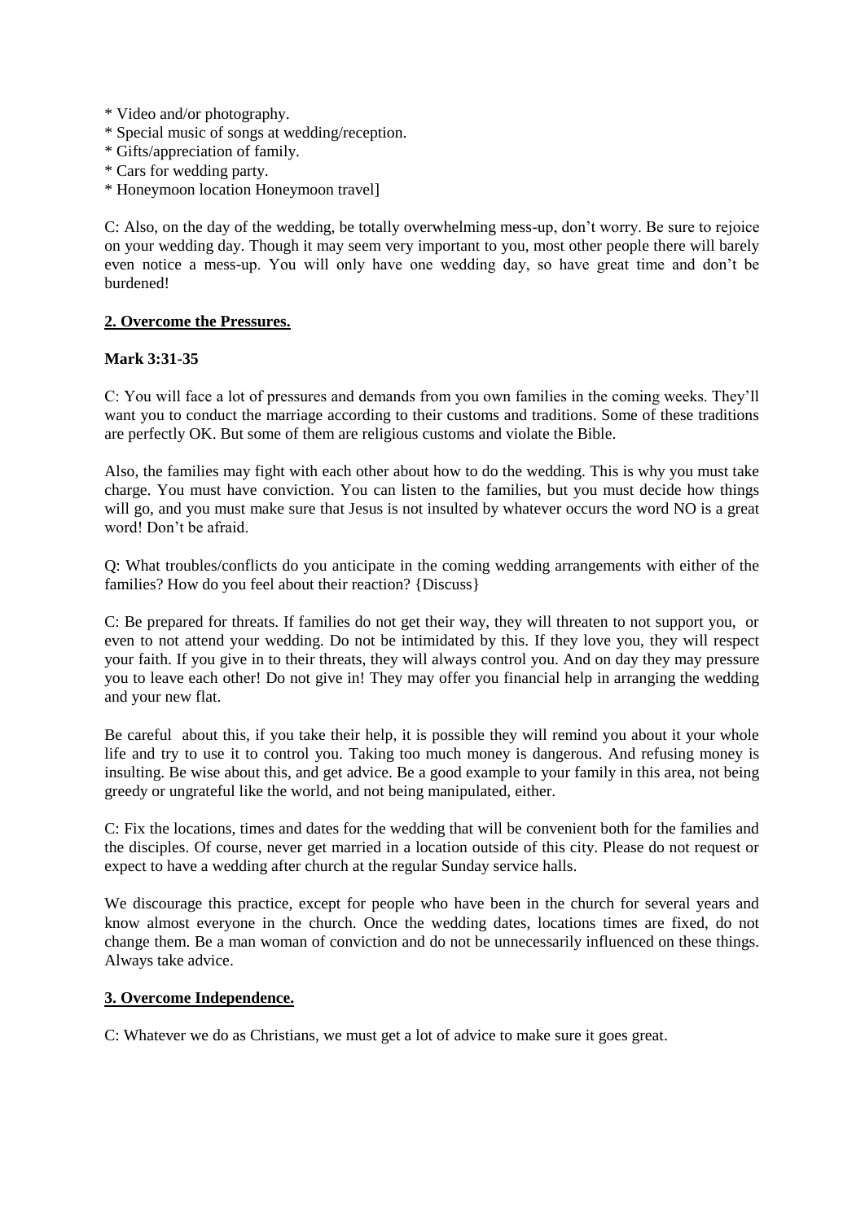* Video and/or photography.
* Special music of songs at wedding/reception.
* Gifts/appreciation of family.
* Cars for wedding party.
* Honeymoon location Honeymoon travel]

C: Also, on the day of the wedding, be totally overwhelming mess-up, don't worry. Be sure to rejoice on your wedding day. Though it may seem very important to you, most other people there will barely even notice a mess-up. You will only have one wedding day, so have great time and don't be burdened!

**2. Overcome the Pressures.**

**Mark 3:31-35**

C: You will face a lot of pressures and demands from you own families in the coming weeks. They'll want you to conduct the marriage according to their customs and traditions. Some of these traditions are perfectly OK. But some of them are religious customs and violate the Bible.

Also, the families may fight with each other about how to do the wedding. This is why you must take charge. You must have conviction. You can listen to the families, but you must decide how things will go, and you must make sure that Jesus is not insulted by whatever occurs the word NO is a great word! Don't be afraid.

Q: What troubles/conflicts do you anticipate in the coming wedding arrangements with either of the families? How do you feel about their reaction? {Discuss}

C: Be prepared for threats. If families do not get their way, they will threaten to not support you, or even to not attend your wedding. Do not be intimidated by this. If they love you, they will respect your faith. If you give in to their threats, they will always control you. And on day they may pressure you to leave each other! Do not give in! They may offer you financial help in arranging the wedding and your new flat.

Be careful about this, if you take their help, it is possible they will remind you about it your whole life and try to use it to control you. Taking too much money is dangerous. And refusing money is insulting. Be wise about this, and get advice. Be a good example to your family in this area, not being greedy or ungrateful like the world, and not being manipulated, either.

C: Fix the locations, times and dates for the wedding that will be convenient both for the families and the disciples. Of course, never get married in a location outside of this city. Please do not request or expect to have a wedding after church at the regular Sunday service halls.

We discourage this practice, except for people who have been in the church for several years and know almost everyone in the church. Once the wedding dates, locations times are fixed, do not change them. Be a man woman of conviction and do not be unnecessarily influenced on these things. Always take advice.

**3. Overcome Independence.**

C: Whatever we do as Christians, we must get a lot of advice to make sure it goes great.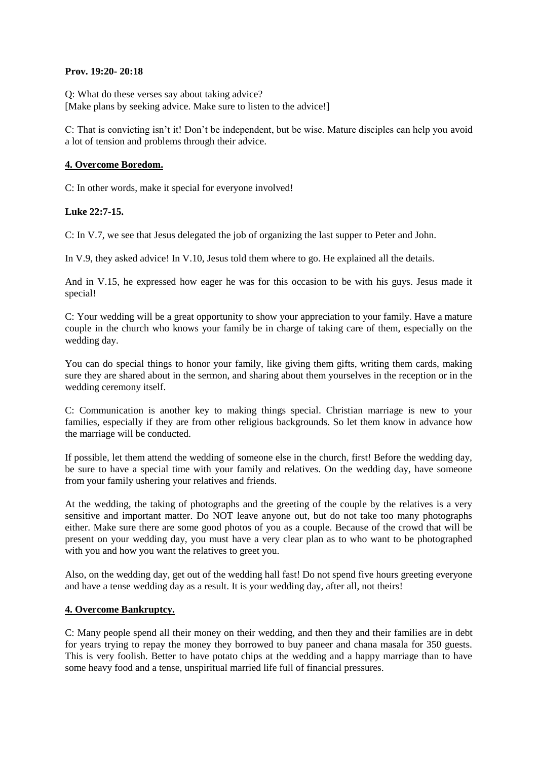**Prov. 19:20- 20:18**

Q: What do these verses say about taking advice?
[Make plans by seeking advice. Make sure to listen to the advice!]

C: That is convicting isn't it! Don't be independent, but be wise. Mature disciples can help you avoid a lot of tension and problems through their advice.

**4. Overcome Boredom.**

C: In other words, make it special for everyone involved!

**Luke 22:7-15.**

C: In V.7, we see that Jesus delegated the job of organizing the last supper to Peter and John.

In V.9, they asked advice! In V.10, Jesus told them where to go. He explained all the details.

And in V.15, he expressed how eager he was for this occasion to be with his guys. Jesus made it special!

C: Your wedding will be a great opportunity to show your appreciation to your family. Have a mature couple in the church who knows your family be in charge of taking care of them, especially on the wedding day.

You can do special things to honor your family, like giving them gifts, writing them cards, making sure they are shared about in the sermon, and sharing about them yourselves in the reception or in the wedding ceremony itself.

C: Communication is another key to making things special. Christian marriage is new to your families, especially if they are from other religious backgrounds. So let them know in advance how the marriage will be conducted.

If possible, let them attend the wedding of someone else in the church, first! Before the wedding day, be sure to have a special time with your family and relatives. On the wedding day, have someone from your family ushering your relatives and friends.

At the wedding, the taking of photographs and the greeting of the couple by the relatives is a very sensitive and important matter. Do NOT leave anyone out, but do not take too many photographs either. Make sure there are some good photos of you as a couple. Because of the crowd that will be present on your wedding day, you must have a very clear plan as to who want to be photographed with you and how you want the relatives to greet you.

Also, on the wedding day, get out of the wedding hall fast! Do not spend five hours greeting everyone and have a tense wedding day as a result. It is your wedding day, after all, not theirs!

**4. Overcome Bankruptcy.**

C: Many people spend all their money on their wedding, and then they and their families are in debt for years trying to repay the money they borrowed to buy paneer and chana masala for 350 guests. This is very foolish. Better to have potato chips at the wedding and a happy marriage than to have some heavy food and a tense, unspiritual married life full of financial pressures.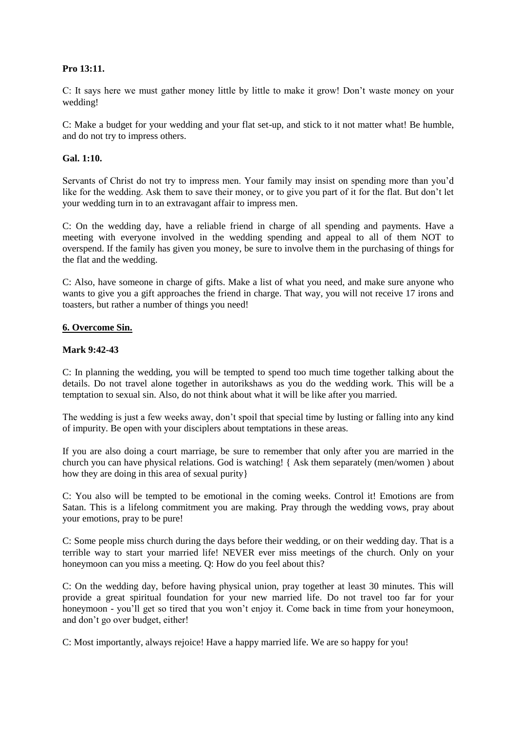**Pro 13:11.**

C: It says here we must gather money little by little to make it grow! Don't waste money on your wedding!

C: Make a budget for your wedding and your flat set-up, and stick to it not matter what! Be humble, and do not try to impress others.

**Gal. 1:10.**

Servants of Christ do not try to impress men. Your family may insist on spending more than you'd like for the wedding. Ask them to save their money, or to give you part of it for the flat. But don't let your wedding turn in to an extravagant affair to impress men.

C: On the wedding day, have a reliable friend in charge of all spending and payments. Have a meeting with everyone involved in the wedding spending and appeal to all of them NOT to overspend. If the family has given you money, be sure to involve them in the purchasing of things for the flat and the wedding.

C: Also, have someone in charge of gifts. Make a list of what you need, and make sure anyone who wants to give you a gift approaches the friend in charge. That way, you will not receive 17 irons and toasters, but rather a number of things you need!

## 6. Overcome Sin.

**Mark 9:42-43**

C: In planning the wedding, you will be tempted to spend too much time together talking about the details. Do not travel alone together in autorikshaws as you do the wedding work. This will be a temptation to sexual sin. Also, do not think about what it will be like after you married.

The wedding is just a few weeks away, don't spoil that special time by lusting or falling into any kind of impurity. Be open with your disciplers about temptations in these areas.

If you are also doing a court marriage, be sure to remember that only after you are married in the church you can have physical relations. God is watching! { Ask them separately (men/women ) about how they are doing in this area of sexual purity}

C: You also will be tempted to be emotional in the coming weeks. Control it! Emotions are from Satan. This is a lifelong commitment you are making. Pray through the wedding vows, pray about your emotions, pray to be pure!

C: Some people miss church during the days before their wedding, or on their wedding day. That is a terrible way to start your married life! NEVER ever miss meetings of the church. Only on your honeymoon can you miss a meeting. Q: How do you feel about this?

C: On the wedding day, before having physical union, pray together at least 30 minutes. This will provide a great spiritual foundation for your new married life. Do not travel too far for your honeymoon - you'll get so tired that you won't enjoy it. Come back in time from your honeymoon, and don't go over budget, either!

C: Most importantly, always rejoice! Have a happy married life. We are so happy for you!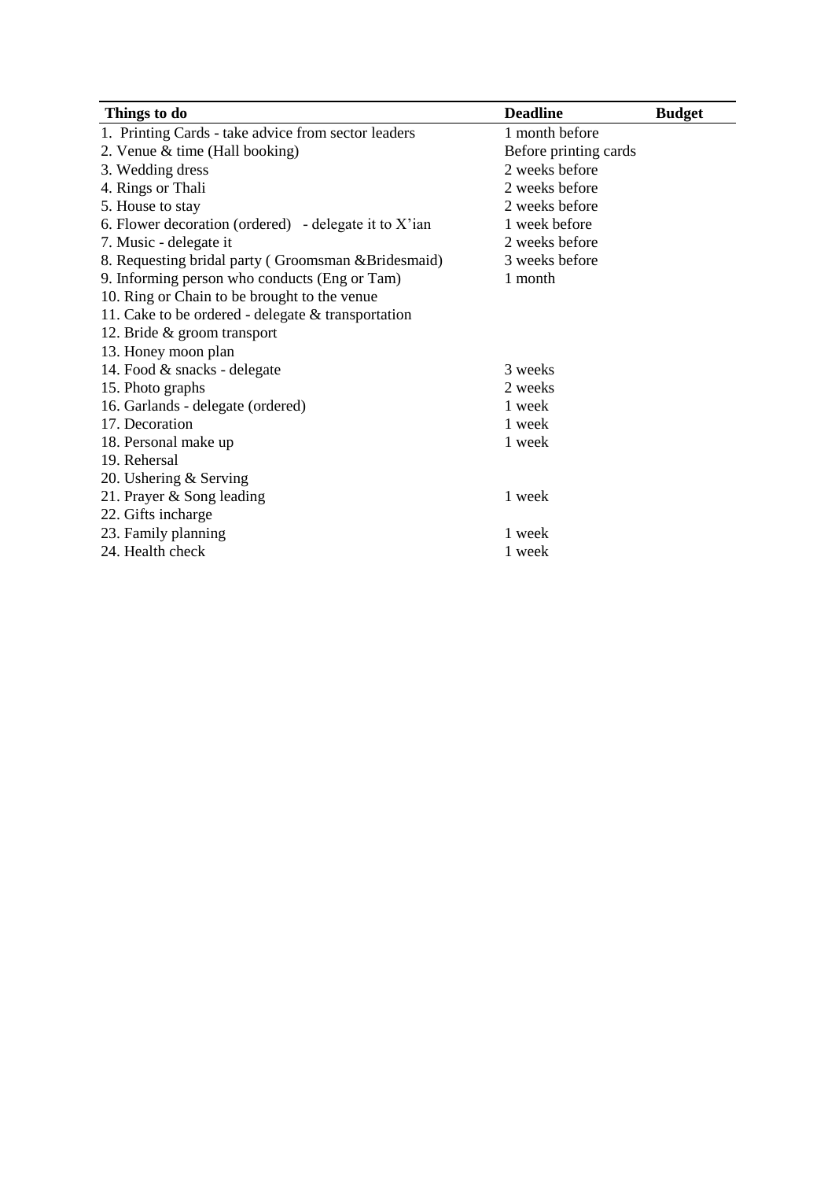| Things to do | Deadline | Budget |
| --- | --- | --- |
| 1. Printing Cards - take advice from sector leaders | 1 month before | |
| 2. Venue & time (Hall booking) | Before printing cards | |
| 3. Wedding dress | 2 weeks before | |
| 4. Rings or Thali | 2 weeks before | |
| 5. House to stay | 2 weeks before | |
| 6. Flower decoration (ordered) - delegate it to X'ian | 1 week before | |
| 7. Music - delegate it | 2 weeks before | |
| 8. Requesting bridal party ( Groomsman &Bridesmaid) | 3 weeks before | |
| 9. Informing person who conducts (Eng or Tam) | 1 month | |
| 10. Ring or Chain to be brought to the venue | | |
| 11. Cake to be ordered - delegate & transportation | | |
| 12. Bride & groom transport | | |
| 13. Honey moon plan | | |
| 14. Food & snacks - delegate | 3 weeks | |
| 15. Photo graphs | 2 weeks | |
| 16. Garlands - delegate (ordered) | 1 week | |
| 17. Decoration | 1 week | |
| 18. Personal make up | 1 week | |
| 19. Rehersal | | |
| 20. Ushering & Serving | | |
| 21. Prayer & Song leading | 1 week | |
| 22. Gifts incharge | | |
| 23. Family planning | 1 week | |
| 24. Health check | 1 week | |